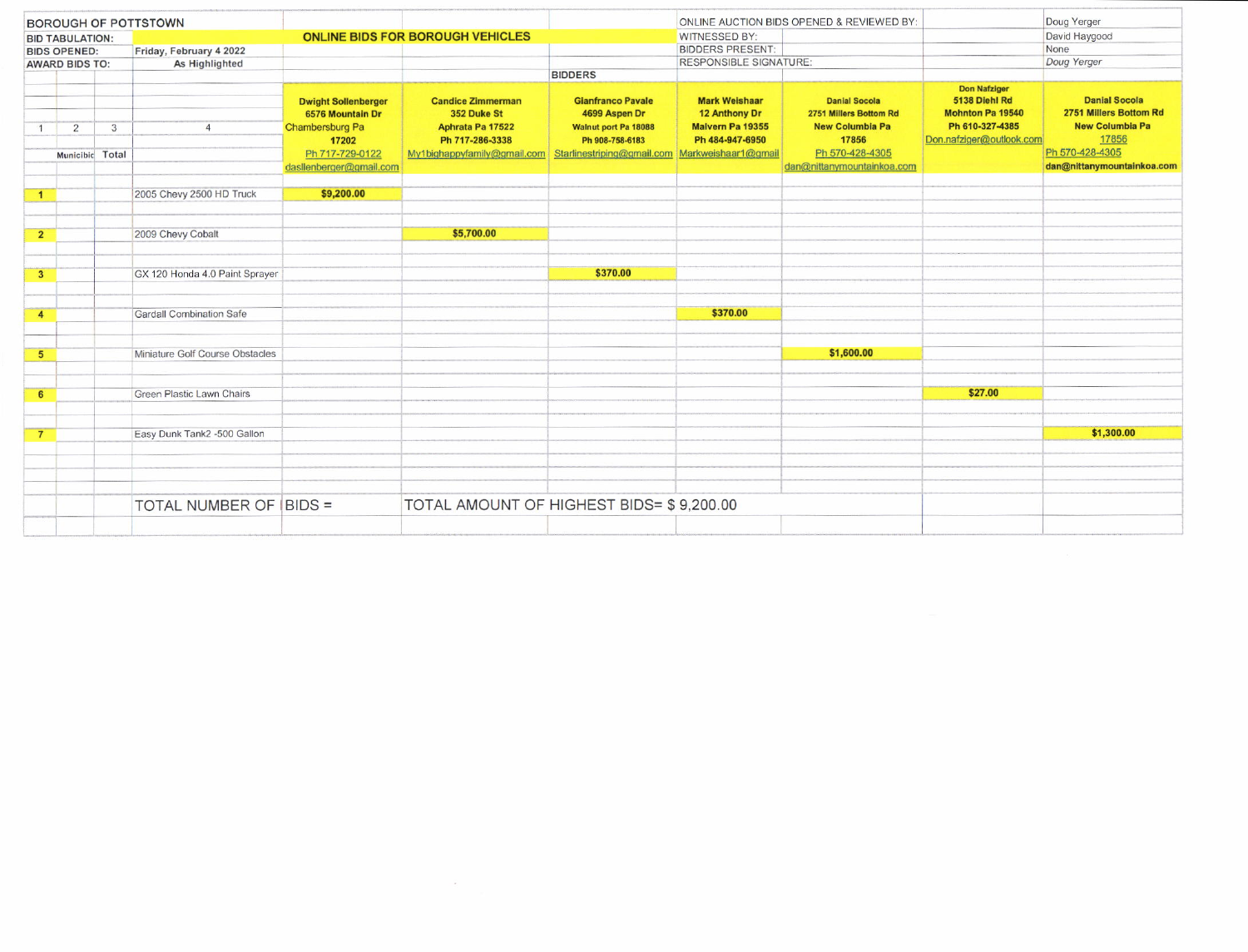| BOROUGH OF POTTSTOWN | | | | | | | ONLINE AUCTION BIDS OPENED & REVIEWED BY: | | | Doug Yerger |
|---|---|---|---|---|---|---|---|---|---|---|
| BID TABULATION: | | | ONLINE BIDS FOR BOROUGH VEHICLES | | | | WITNESSED BY: | | | David Haygood |
| BIDS OPENED: | | | Friday, February 4 2022 | | | | BIDDERS PRESENT: | | | None |
| AWARD BIDS TO: | | | As Highlighted | | | | RESPONSIBLE SIGNATURE: | | | Doug Yerger |
| | | | | | | BIDDERS | | | | |
| 1 | 2 | 3 | 4 | Dwight Sollenberger 6576 Mountain Dr Chambersburg Pa 17202 Ph 717-729-0122 dasllenberger@gmail.com | Candice Zimmerman 352 Duke St Aphrata Pa 17522 Ph 717-286-3338 My1bighappyfamily@gmail.com | Gianfranco Pavale 4699 Aspen Dr Walnut port Pa 18088 Ph 908-758-6183 Starlinestriping@gmail.com | Mark Weishaar 12 Anthony Dr Malvern Pa 19355 Ph 484-947-6950 Markweishaar1@gmail | Danial Socola 2751 Millers Bottom Rd New Columbia Pa 17856 Ph 570-428-4305 dan@nittanymountainkoa.com | Don Nafziger 5138 Diehl Rd Mohnton Pa 19540 Ph 610-327-4385 Don.nafziger@outlook.com | Danial Socola 2751 Millers Bottom Rd New Columbia Pa 17856 Ph 570-428-4305 dan@nittanymountainkoa.com |
| | Municibid | Total | | | | | | | | |
| 1 | | | 2005 Chevy 2500 HD Truck | $9,200.00 | | | | | | |
| 2 | | | 2009 Chevy Cobalt | | $5,700.00 | | | | | |
| 3 | | | GX 120 Honda 4.0 Paint Sprayer | | | $370.00 | | | | |
| 4 | | | Gardall Combination Safe | | | | $370.00 | | | |
| 5 | | | Miniature Golf Course Obstacles | | | | | $1,600.00 | | |
| 6 | | | Green Plastic Lawn Chairs | | | | | | $27.00 | |
| 7 | | | Easy Dunk Tank2 -500 Gallon | | | | | | | $1,300.00 |
| | | | TOTAL NUMBER OF | BIDS = | TOTAL AMOUNT OF HIGHEST BIDS= $ 9,200.00 | | | | | |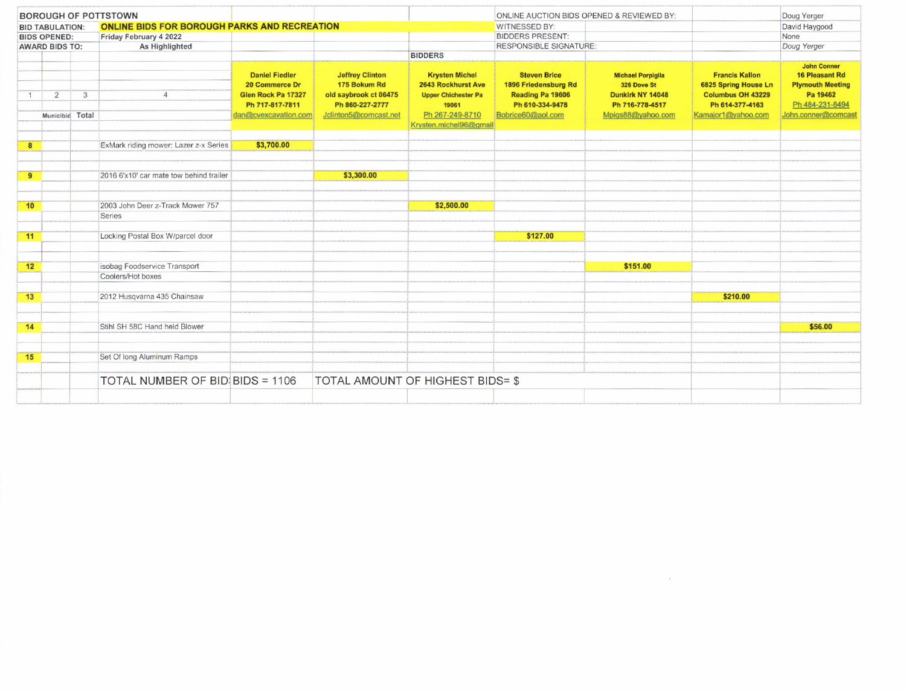| BOROUGH OF POTTSTOWN | | | | | | | ONLINE AUCTION BIDS OPENED & REVIEWED BY: | | | Doug Yerger |
|---|---|---|---|---|---|---|---|---|---|---|
| BID TABULATION: | | | **ONLINE BIDS FOR BOROUGH PARKS AND RECREATION** | | | | WITNESSED BY: | | | David Haygood |
| BIDS OPENED: | | | Friday February 4 2022 | | | | BIDDERS PRESENT: | | | None |
| AWARD BIDS TO: | | | As Highlighted | | | | RESPONSIBLE SIGNATURE: | | | *Doug Yerger* |
| | | | | | | BIDDERS | | | | |
| 1 | 2 | 3 | 4 | **Daniel Fiedler** 20 Commerce Dr Glen Rock Pa 17327 Ph 717-817-7811 dan@cvexcavation.com | **Jeffrey Clinton** 175 Bokum Rd old saybrook ct 06475 Ph 860-227-2777 Jclinton5@comcast.net | **Krysten Michel** 2643 Rockhurst Ave Upper Chichester Pa 19061 Ph 267-249-8710 Krysten.michel96@gmail | **Steven Brice** 1896 Friedensburg Rd Reading Pa 19606 Ph 610-334-9478 Bobrice60@aol.com | **Michael Porpiglia** 326 Dove St Dunkirk NY 14048 Ph 716-778-4517 Mpigs88@yahoo.com | **Francis Kallon** 6825 Spring House Ln Columbus OH 43229 Ph 614-377-4163 Kamajor1@yahoo.com | **John Conner** 16 Pleasant Rd Plymouth Meeting Pa 19462 Ph 484-231-8494 John.conner@comcast |
| | Municibid | Total | | | | | | | | |
| 8 | | | ExMark riding mower: Lazer z-x Series | $3,700.00 | | | | | | |
| 9 | | | 2016 6'x10' car mate tow behind trailer | | $3,300.00 | | | | | |
| 10 | | | 2003 John Deer z-Track Mower 757 Series | | | $2,500.00 | | | | |
| 11 | | | Locking Postal Box W/parcel door | | | | $127.00 | | | |
| 12 | | | isobag Foodservice Transport Coolers/Hot boxes | | | | | $151.00 | | |
| 13 | | | 2012 Husqvarna 435 Chainsaw | | | | | | $210.00 | |
| 14 | | | Stihl SH 58C Hand held Blower | | | | | | | $56.00 |
| 15 | | | Set Of long Aluminum Ramps | | | | | | | |
| | | | TOTAL NUMBER OF BIDS | BIDS = 1106 | TOTAL AMOUNT OF HIGHEST BIDS= $ | | | | | |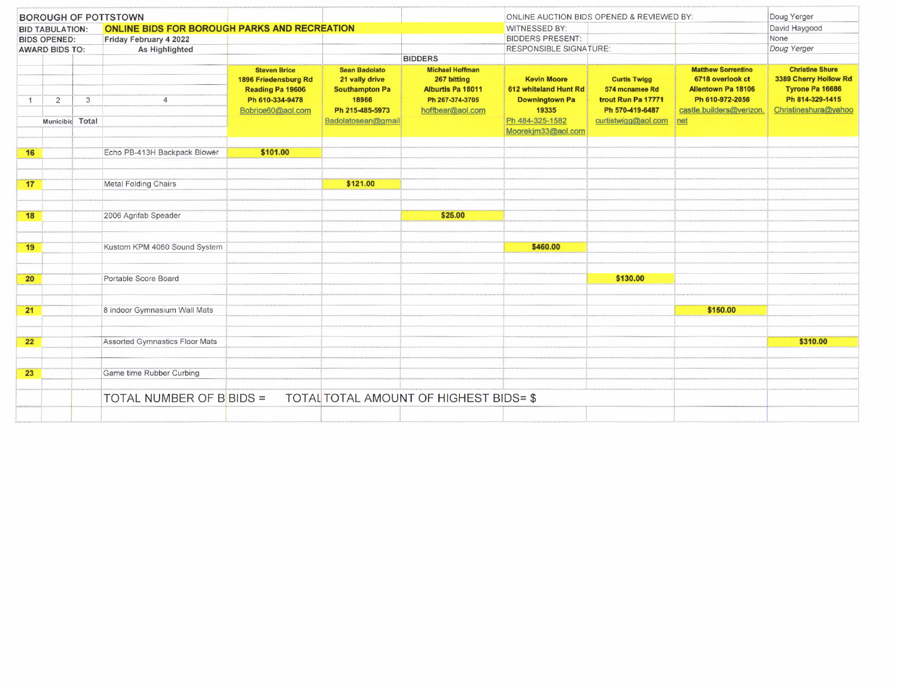| | | | | | | | | | | |
|---|---|---|---|---|---|---|---|---|---|---|
| BOROUGH OF POTTSTOWN | | | | | | | ONLINE AUCTION BIDS OPENED & REVIEWED BY: | | | Doug Yerger |
| BID TABULATION: | | | ONLINE BIDS FOR BOROUGH PARKS AND RECREATION | | | | WITNESSED BY: | | | David Haygood |
| BIDS OPENED: | | | Friday February 4 2022 | | | | BIDDERS PRESENT: | | | None |
| AWARD BIDS TO: | | | As Highlighted | | | | RESPONSIBLE SIGNATURE: | | | *Doug Yerger* |
| | | | | | | BIDDERS | | | | |
| 1 | 2 | 3 | 4 | Steven Brice<br>1896 Friedensburg Rd<br>Reading Pa 19606<br>Ph 610-334-9478<br>Bobrice60@aol.com | Sean Badolato<br>21 vally drive<br>Southampton Pa<br>18966<br>Ph 215-485-5973<br>Badolatosean@gmail | Michael Hoffman<br>267 bitting<br>Alburtis Pa 18011<br>Ph 267-374-3705<br>hoffbear@aol.com | Kevin Moore<br>612 whiteland Hunt Rd<br>Downingtown Pa<br>19335<br>Ph 484-325-1582<br>Moorekjm33@aol.com | Curtis Twigg<br>574 mcnamee Rd<br>trout Run Pa 17771<br>Ph 570-419-6487<br>curtistwigg@aol.com | Matthew Sorrentino<br>6718 overlook ct<br>Allentown Pa 18106<br>Ph 610-972-2056<br>castle.builders@verizon.net | Christine Shure<br>3389 Cherry Hollow Rd<br>Tyrone Pa 16686<br>Ph 814-329-1415<br>Christineshura@yahoo |
| | Municibid | Total | | | | | | | | |
| 16 | | | Echo PB-413H Backpack Blower | $101.00 | | | | | | |
| 17 | | | Metal Folding Chairs | | $121.00 | | | | | |
| 18 | | | 2006 Agrifab Speader | | | $25.00 | | | | |
| 19 | | | Kustom KPM 4060 Sound System | | | | $460.00 | | | |
| 20 | | | Portable Score Board | | | | | $130.00 | | |
| 21 | | | 8 indoor Gymnasium Wall Mats | | | | | | $150.00 | |
| 22 | | | Assorted Gymnastics Floor Mats | | | | | | | $310.00 |
| 23 | | | Game time Rubber Curbing | | | | | | | |
| | | | TOTAL NUMBER OF B | BIDS = | TOTAL | TOTAL AMOUNT OF HIGHEST BIDS= $ | | | | |